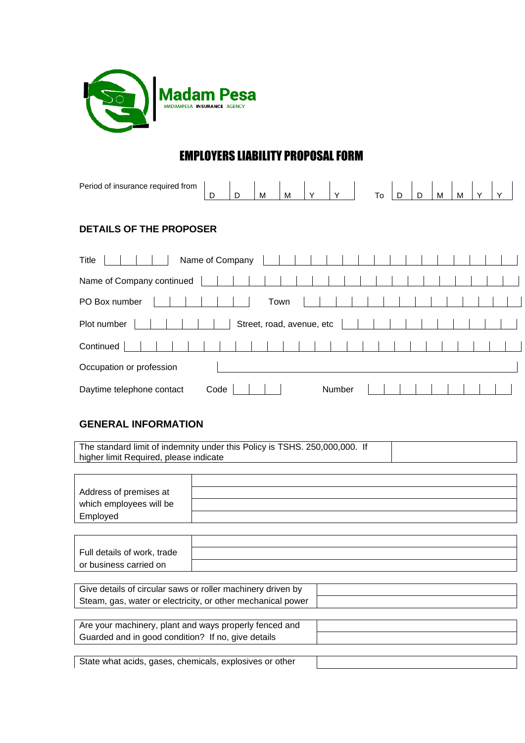Madam Pesa
MADAMPESA INSURANCE AGENCY

# EMPLOYERS LIABILITY PROPOSAL FORM

Period of insurance required from | D | D | M | M | Y | Y | To | D | D | M | M | Y | Y |

## DETAILS OF THE PROPOSER

Title ____ Name of Company ____

Name of Company continued ____

PO Box number ____ Town ____

Plot number ____ Street, road, avenue, etc ____

Continued ____

Occupation or profession ____

Daytime telephone contact Code ____ Number ____

## GENERAL INFORMATION

| | |
|---|---|
| The standard limit of indemnity under this Policy is TSHS. 250,000,000. If higher limit Required, please indicate | |

| | |
|---|---|
| Address of premises at which employees will be Employed | |

| | |
|---|---|
| Full details of work, trade or business carried on | |

| | |
|---|---|
| Give details of circular saws or roller machinery driven by Steam, gas, water or electricity, or other mechanical power | |

| | |
|---|---|
| Are your machinery, plant and ways properly fenced and Guarded and in good condition? If no, give details | |

| | |
|---|---|
| State what acids, gases, chemicals, explosives or other | |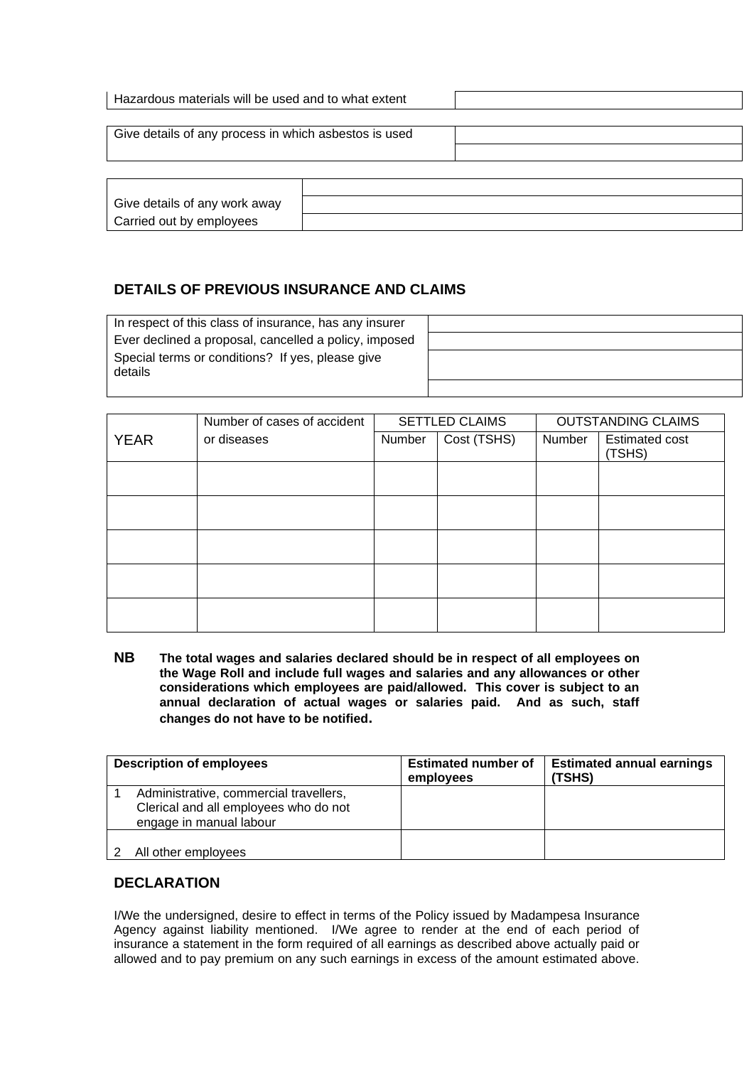| Hazardous materials will be used and to what extent | |
|---|---|

| Give details of any process in which asbestos is used | |
|---|---|
| | |

| Give details of any work away Carried out by employees | |
|---|---|
| | |
| | |

## DETAILS OF PREVIOUS INSURANCE AND CLAIMS

| In respect of this class of insurance, has any insurer Ever declined a proposal, cancelled a policy, imposed Special terms or conditions? If yes, please give details | |
|---|---|
| | |
| | |
| | |

| YEAR | Number of cases of accident or diseases | SETTLED CLAIMS | | OUTSTANDING CLAIMS | |
|---|---|---|---|---|---|
| | | Number | Cost (TSHS) | Number | Estimated cost (TSHS) |
| | | | | | |
| | | | | | |
| | | | | | |
| | | | | | |
| | | | | | |

**NB** **The total wages and salaries declared should be in respect of all employees on the Wage Roll and include full wages and salaries and any allowances or other considerations which employees are paid/allowed. This cover is subject to an annual declaration of actual wages or salaries paid. And as such, staff changes do not have to be notified.**

| Description of employees | Estimated number of employees | Estimated annual earnings (TSHS) |
|---|---|---|
| 1 Administrative, commercial travellers, Clerical and all employees who do not engage in manual labour | | |
| 2 All other employees | | |

## DECLARATION

I/We the undersigned, desire to effect in terms of the Policy issued by Madampesa Insurance Agency against liability mentioned. I/We agree to render at the end of each period of insurance a statement in the form required of all earnings as described above actually paid or allowed and to pay premium on any such earnings in excess of the amount estimated above.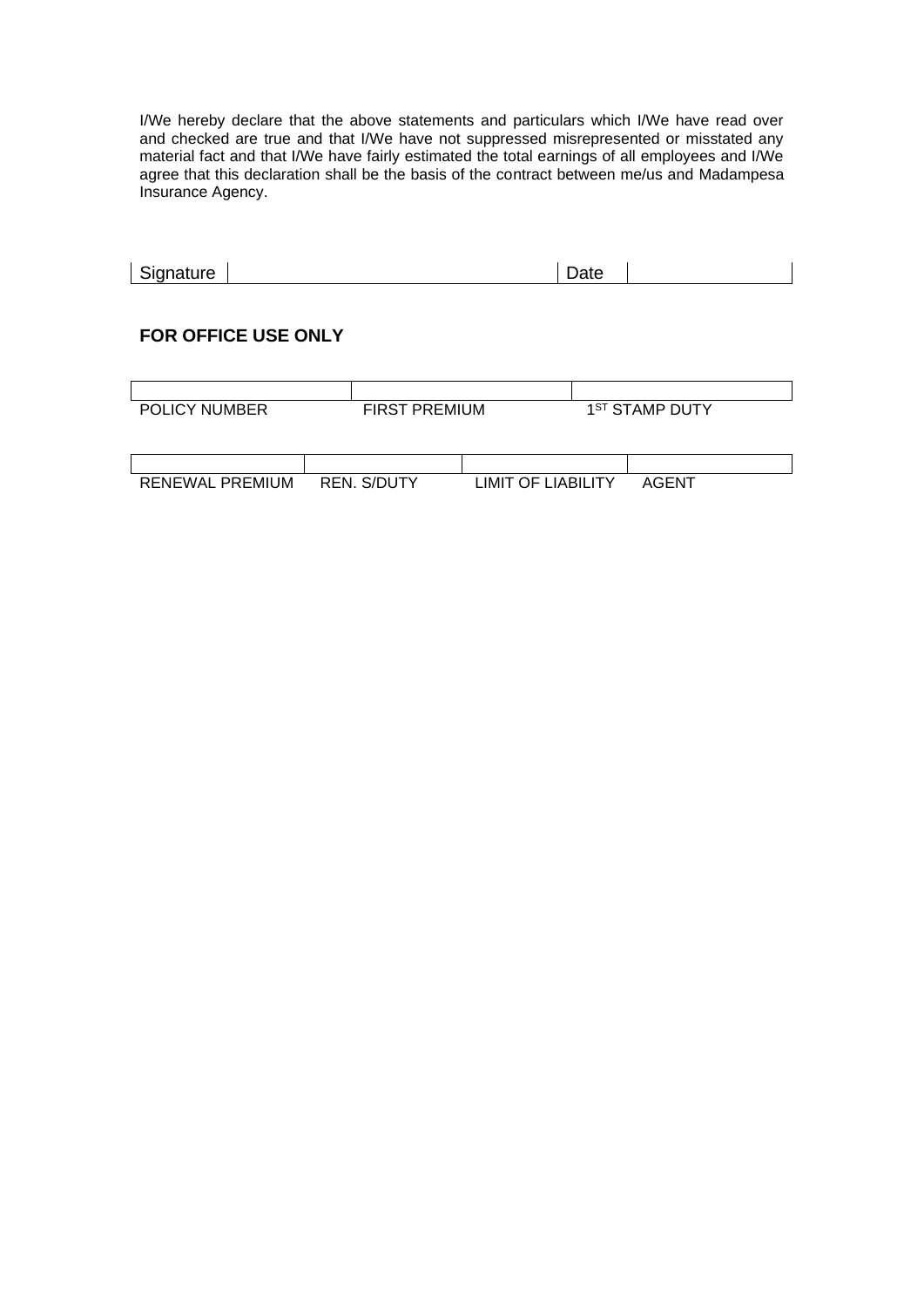I/We hereby declare that the above statements and particulars which I/We have read over and checked are true and that I/We have not suppressed misrepresented or misstated any material fact and that I/We have fairly estimated the total earnings of all employees and I/We agree that this declaration shall be the basis of the contract between me/us and Madampesa Insurance Agency.

| Signature | | Date | |
|---|---|---|---|

**FOR OFFICE USE ONLY**

| | | |
|---|---|---|
| POLICY NUMBER | FIRST PREMIUM | 1ST STAMP DUTY |

| | | | |
|---|---|---|---|
| RENEWAL PREMIUM | REN. S/DUTY | LIMIT OF LIABILITY | AGENT |